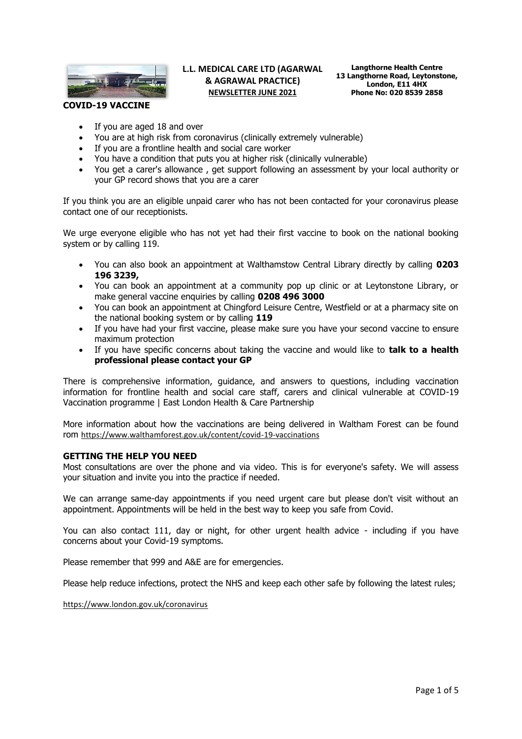**L.L. MEDICAL CARE LTD (AGARWAL & AGRAWAL PRACTICE)**
**NEWSLETTER JUNE 2021**

**Langthorne Health Centre**
**13 Langthorne Road, Leytonstone, London, E11 4HX**
**Phone No: 020 8539 2858**

## COVID-19 VACCINE

- If you are aged 18 and over
- You are at high risk from coronavirus (clinically extremely vulnerable)
- If you are a frontline health and social care worker
- You have a condition that puts you at higher risk (clinically vulnerable)
- You get a carer's allowance , get support following an assessment by your local authority or your GP record shows that you are a carer

If you think you are an eligible unpaid carer who has not been contacted for your coronavirus please contact one of our receptionists.

We urge everyone eligible who has not yet had their first vaccine to book on the national booking system or by calling 119.

- You can also book an appointment at Walthamstow Central Library directly by calling **0203 196 3239,**
- You can book an appointment at a community pop up clinic or at Leytonstone Library, or make general vaccine enquiries by calling **0208 496 3000**
- You can book an appointment at Chingford Leisure Centre, Westfield or at a pharmacy site on the national booking system or by calling **119**
- If you have had your first vaccine, please make sure you have your second vaccine to ensure maximum protection
- If you have specific concerns about taking the vaccine and would like to **talk to a health professional please contact your GP**

There is comprehensive information, guidance, and answers to questions, including vaccination information for frontline health and social care staff, carers and clinical vulnerable at COVID-19 Vaccination programme | East London Health & Care Partnership

More information about how the vaccinations are being delivered in Waltham Forest can be found rom https://www.walthamforest.gov.uk/content/covid-19-vaccinations

## GETTING THE HELP YOU NEED

Most consultations are over the phone and via video. This is for everyone's safety. We will assess your situation and invite you into the practice if needed.

We can arrange same-day appointments if you need urgent care but please don't visit without an appointment. Appointments will be held in the best way to keep you safe from Covid.

You can also contact 111, day or night, for other urgent health advice - including if you have concerns about your Covid-19 symptoms.

Please remember that 999 and A&E are for emergencies.

Please help reduce infections, protect the NHS and keep each other safe by following the latest rules;

https://www.london.gov.uk/coronavirus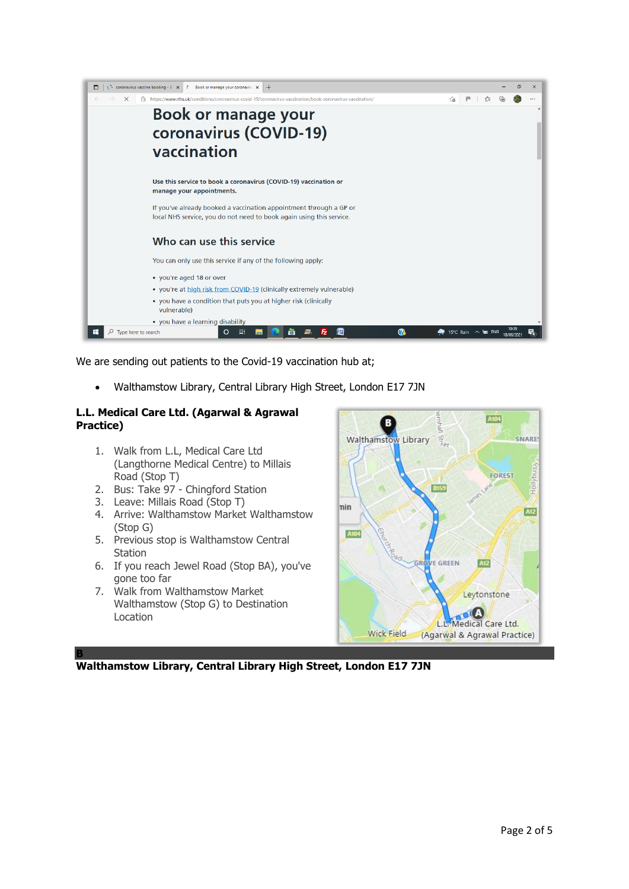We are sending out patients to the Covid-19 vaccination hub at;

- Walthamstow Library, Central Library High Street, London E17 7JN

**L.L. Medical Care Ltd. (Agarwal & Agrawal Practice)**

1. Walk from L.L, Medical Care Ltd (Langthorne Medical Centre) to Millais Road (Stop T)
2. Bus: Take 97 - Chingford Station
3. Leave: Millais Road (Stop T)
4. Arrive: Walthamstow Market Walthamstow (Stop G)
5. Previous stop is Walthamstow Central Station
6. If you reach Jewel Road (Stop BA), you've gone too far
7. Walk from Walthamstow Market Walthamstow (Stop G) to Destination Location

**B**

**Walthamstow Library, Central Library High Street, London E17 7JN**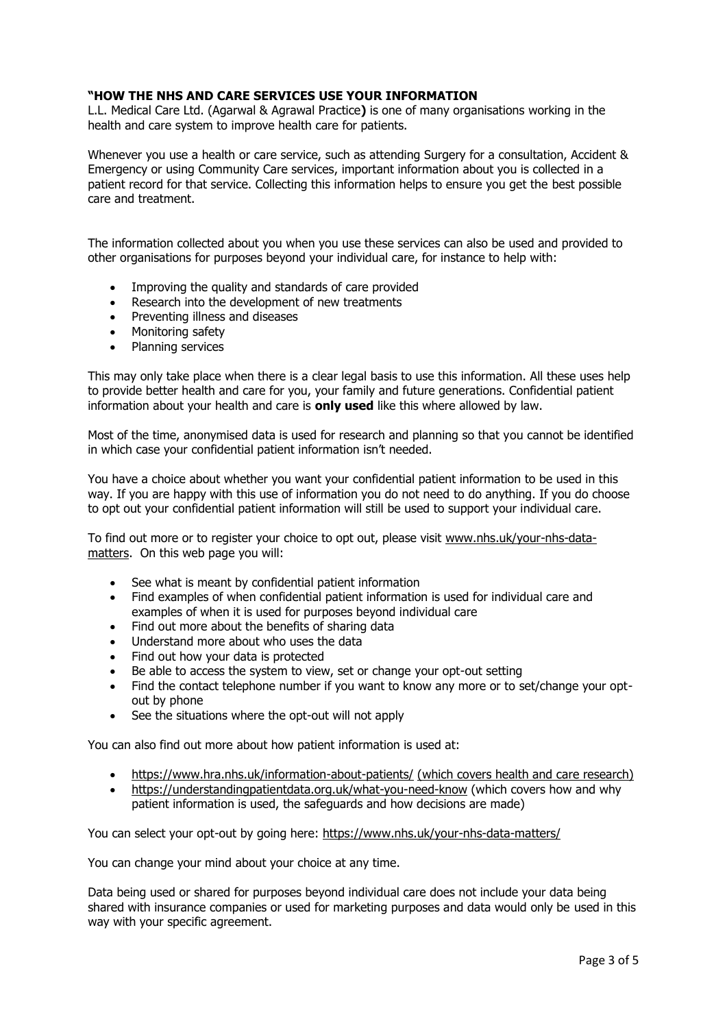**"HOW THE NHS AND CARE SERVICES USE YOUR INFORMATION**
L.L. Medical Care Ltd. (Agarwal & Agrawal Practice**)** is one of many organisations working in the health and care system to improve health care for patients.

Whenever you use a health or care service, such as attending Surgery for a consultation, Accident & Emergency or using Community Care services, important information about you is collected in a patient record for that service. Collecting this information helps to ensure you get the best possible care and treatment.

The information collected about you when you use these services can also be used and provided to other organisations for purposes beyond your individual care, for instance to help with:

- Improving the quality and standards of care provided
- Research into the development of new treatments
- Preventing illness and diseases
- Monitoring safety
- Planning services

This may only take place when there is a clear legal basis to use this information. All these uses help to provide better health and care for you, your family and future generations. Confidential patient information about your health and care is **only used** like this where allowed by law.

Most of the time, anonymised data is used for research and planning so that you cannot be identified in which case your confidential patient information isn't needed.

You have a choice about whether you want your confidential patient information to be used in this way. If you are happy with this use of information you do not need to do anything. If you do choose to opt out your confidential patient information will still be used to support your individual care.

To find out more or to register your choice to opt out, please visit www.nhs.uk/your-nhs-data-matters. On this web page you will:

- See what is meant by confidential patient information
- Find examples of when confidential patient information is used for individual care and examples of when it is used for purposes beyond individual care
- Find out more about the benefits of sharing data
- Understand more about who uses the data
- Find out how your data is protected
- Be able to access the system to view, set or change your opt-out setting
- Find the contact telephone number if you want to know any more or to set/change your opt-out by phone
- See the situations where the opt-out will not apply

You can also find out more about how patient information is used at:

- https://www.hra.nhs.uk/information-about-patients/ (which covers health and care research)
- https://understandingpatientdata.org.uk/what-you-need-know (which covers how and why patient information is used, the safeguards and how decisions are made)

You can select your opt-out by going here: https://www.nhs.uk/your-nhs-data-matters/

You can change your mind about your choice at any time.

Data being used or shared for purposes beyond individual care does not include your data being shared with insurance companies or used for marketing purposes and data would only be used in this way with your specific agreement.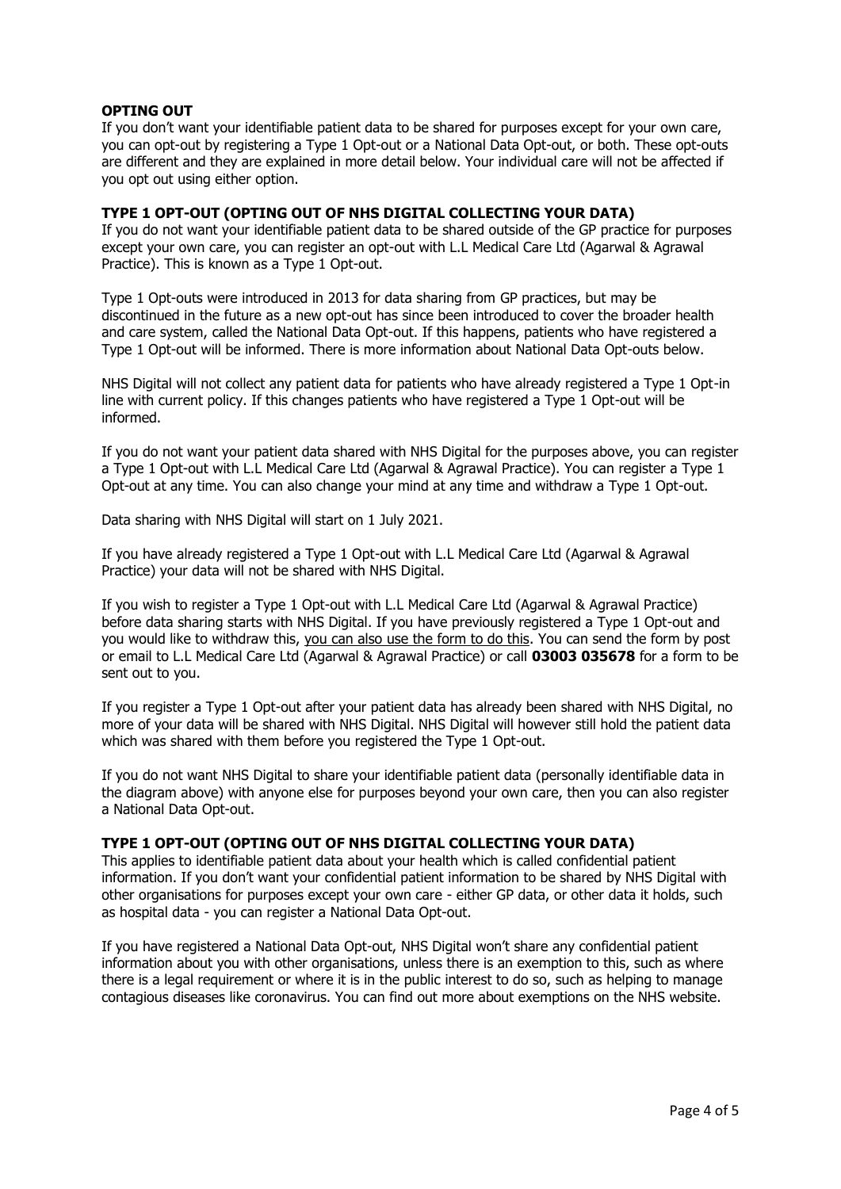**OPTING OUT**

If you don't want your identifiable patient data to be shared for purposes except for your own care, you can opt-out by registering a Type 1 Opt-out or a National Data Opt-out, or both. These opt-outs are different and they are explained in more detail below. Your individual care will not be affected if you opt out using either option.

**TYPE 1 OPT-OUT (OPTING OUT OF NHS DIGITAL COLLECTING YOUR DATA)**

If you do not want your identifiable patient data to be shared outside of the GP practice for purposes except your own care, you can register an opt-out with L.L Medical Care Ltd (Agarwal & Agrawal Practice). This is known as a Type 1 Opt-out.

Type 1 Opt-outs were introduced in 2013 for data sharing from GP practices, but may be discontinued in the future as a new opt-out has since been introduced to cover the broader health and care system, called the National Data Opt-out. If this happens, patients who have registered a Type 1 Opt-out will be informed. There is more information about National Data Opt-outs below.

NHS Digital will not collect any patient data for patients who have already registered a Type 1 Opt-in line with current policy. If this changes patients who have registered a Type 1 Opt-out will be informed.

If you do not want your patient data shared with NHS Digital for the purposes above, you can register a Type 1 Opt-out with L.L Medical Care Ltd (Agarwal & Agrawal Practice). You can register a Type 1 Opt-out at any time. You can also change your mind at any time and withdraw a Type 1 Opt-out.

Data sharing with NHS Digital will start on 1 July 2021.

If you have already registered a Type 1 Opt-out with L.L Medical Care Ltd (Agarwal & Agrawal Practice) your data will not be shared with NHS Digital.

If you wish to register a Type 1 Opt-out with L.L Medical Care Ltd (Agarwal & Agrawal Practice) before data sharing starts with NHS Digital. If you have previously registered a Type 1 Opt-out and you would like to withdraw this, you can also use the form to do this. You can send the form by post or email to L.L Medical Care Ltd (Agarwal & Agrawal Practice) or call **03003 035678** for a form to be sent out to you.

If you register a Type 1 Opt-out after your patient data has already been shared with NHS Digital, no more of your data will be shared with NHS Digital. NHS Digital will however still hold the patient data which was shared with them before you registered the Type 1 Opt-out.

If you do not want NHS Digital to share your identifiable patient data (personally identifiable data in the diagram above) with anyone else for purposes beyond your own care, then you can also register a National Data Opt-out.

**TYPE 1 OPT-OUT (OPTING OUT OF NHS DIGITAL COLLECTING YOUR DATA)**

This applies to identifiable patient data about your health which is called confidential patient information. If you don't want your confidential patient information to be shared by NHS Digital with other organisations for purposes except your own care - either GP data, or other data it holds, such as hospital data - you can register a National Data Opt-out.

If you have registered a National Data Opt-out, NHS Digital won't share any confidential patient information about you with other organisations, unless there is an exemption to this, such as where there is a legal requirement or where it is in the public interest to do so, such as helping to manage contagious diseases like coronavirus. You can find out more about exemptions on the NHS website.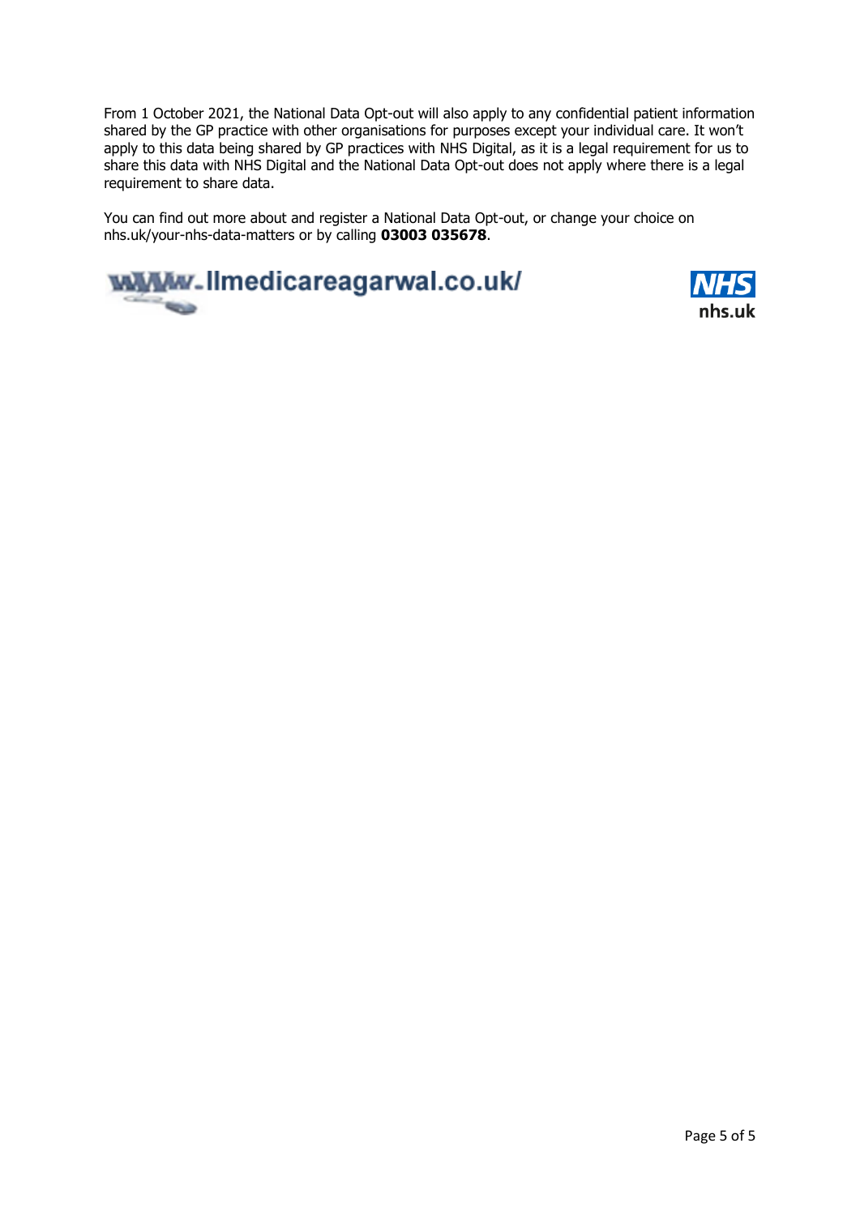From 1 October 2021, the National Data Opt-out will also apply to any confidential patient information shared by the GP practice with other organisations for purposes except your individual care. It won't apply to this data being shared by GP practices with NHS Digital, as it is a legal requirement for us to share this data with NHS Digital and the National Data Opt-out does not apply where there is a legal requirement to share data.

You can find out more about and register a National Data Opt-out, or change your choice on nhs.uk/your-nhs-data-matters or by calling **03003 035678**.

www.llmedicareagarwal.co.uk/

NHS
nhs.uk